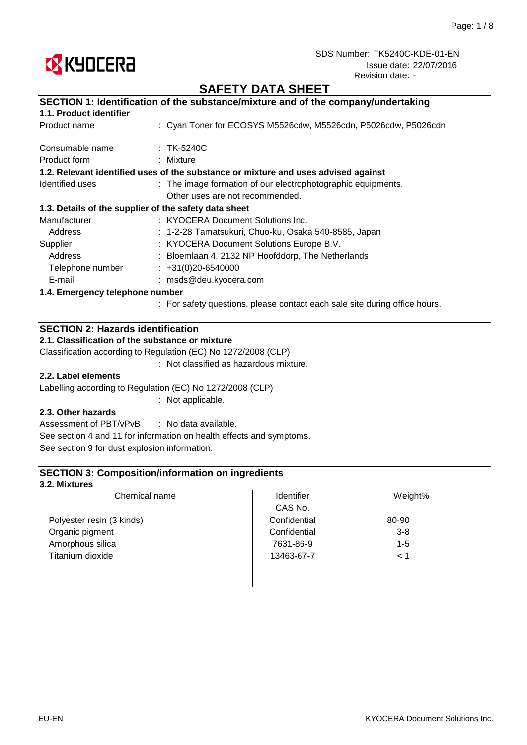SDS Number: TK5240C-KDE-01-EN
Issue date: 22/07/2016
Revision date: -

# SAFETY DATA SHEET

## SECTION 1: Identification of the substance/mixture and of the company/undertaking

### 1.1. Product identifier

Product name : Cyan Toner for ECOSYS M5526cdw, M5526cdn, P5026cdw, P5026cdn

Consumable name : TK-5240C

Product form : Mixture

### 1.2. Relevant identified uses of the substance or mixture and uses advised against

Identified uses : The image formation of our electrophotographic equipments.
Other uses are not recommended.

### 1.3. Details of the supplier of the safety data sheet

Manufacturer : KYOCERA Document Solutions Inc.
Address : 1-2-28 Tamatsukuri, Chuo-ku, Osaka 540-8585, Japan

Supplier : KYOCERA Document Solutions Europe B.V.
Address : Bloemlaan 4, 2132 NP Hoofddorp, The Netherlands
Telephone number : +31(0)20-6540000
E-mail : msds@deu.kyocera.com

### 1.4. Emergency telephone number

: For safety questions, please contact each sale site during office hours.

## SECTION 2: Hazards identification

### 2.1. Classification of the substance or mixture

Classification according to Regulation (EC) No 1272/2008 (CLP)
: Not classified as hazardous mixture.

### 2.2. Label elements

Labelling according to Regulation (EC) No 1272/2008 (CLP)
: Not applicable.

### 2.3. Other hazards

Assessment of PBT/vPvB : No data available.

See section 4 and 11 for information on health effects and symptoms.

See section 9 for dust explosion information.

## SECTION 3: Composition/information on ingredients

### 3.2. Mixtures

| Chemical name | Identifier CAS No. | Weight% |
|---|---|---|
| Polyester resin (3 kinds) | Confidential | 80-90 |
| Organic pigment | Confidential | 3-8 |
| Amorphous silica | 7631-86-9 | 1-5 |
| Titanium dioxide | 13463-67-7 | < 1 |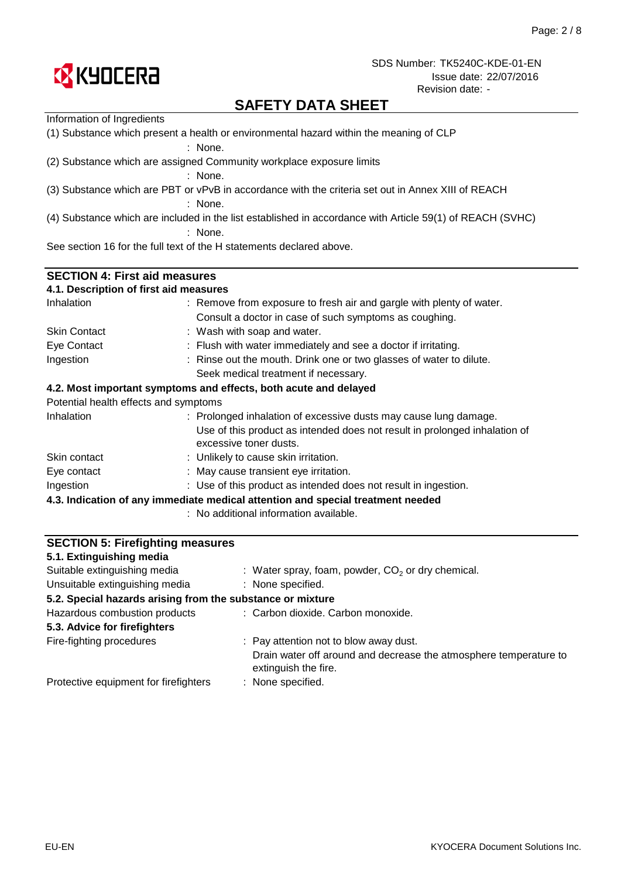Information of Ingredients

(1) Substance which present a health or environmental hazard within the meaning of CLP

: None.

(2) Substance which are assigned Community workplace exposure limits

: None.

(3) Substance which are PBT or vPvB in accordance with the criteria set out in Annex XIII of REACH

: None.

(4) Substance which are included in the list established in accordance with Article 59(1) of REACH (SVHC)

: None.

See section 16 for the full text of the H statements declared above.

## SECTION 4: First aid measures

### 4.1. Description of first aid measures

| | |
|---|---|
| Inhalation | : Remove from exposure to fresh air and gargle with plenty of water. Consult a doctor in case of such symptoms as coughing. |
| Skin Contact | : Wash with soap and water. |
| Eye Contact | : Flush with water immediately and see a doctor if irritating. |
| Ingestion | : Rinse out the mouth. Drink one or two glasses of water to dilute. Seek medical treatment if necessary. |

### 4.2. Most important symptoms and effects, both acute and delayed

Potential health effects and symptoms

| | |
|---|---|
| Inhalation | : Prolonged inhalation of excessive dusts may cause lung damage. Use of this product as intended does not result in prolonged inhalation of excessive toner dusts. |
| Skin contact | : Unlikely to cause skin irritation. |
| Eye contact | : May cause transient eye irritation. |
| Ingestion | : Use of this product as intended does not result in ingestion. |

### 4.3. Indication of any immediate medical attention and special treatment needed

: No additional information available.

## SECTION 5: Firefighting measures

### 5.1. Extinguishing media

| | |
|---|---|
| Suitable extinguishing media | : Water spray, foam, powder, $CO_2$ or dry chemical. |
| Unsuitable extinguishing media | : None specified. |

### 5.2. Special hazards arising from the substance or mixture

| | |
|---|---|
| Hazardous combustion products | : Carbon dioxide. Carbon monoxide. |

### 5.3. Advice for firefighters

| | |
|---|---|
| Fire-fighting procedures | : Pay attention not to blow away dust. Drain water off around and decrease the atmosphere temperature to extinguish the fire. |
| Protective equipment for firefighters | : None specified. |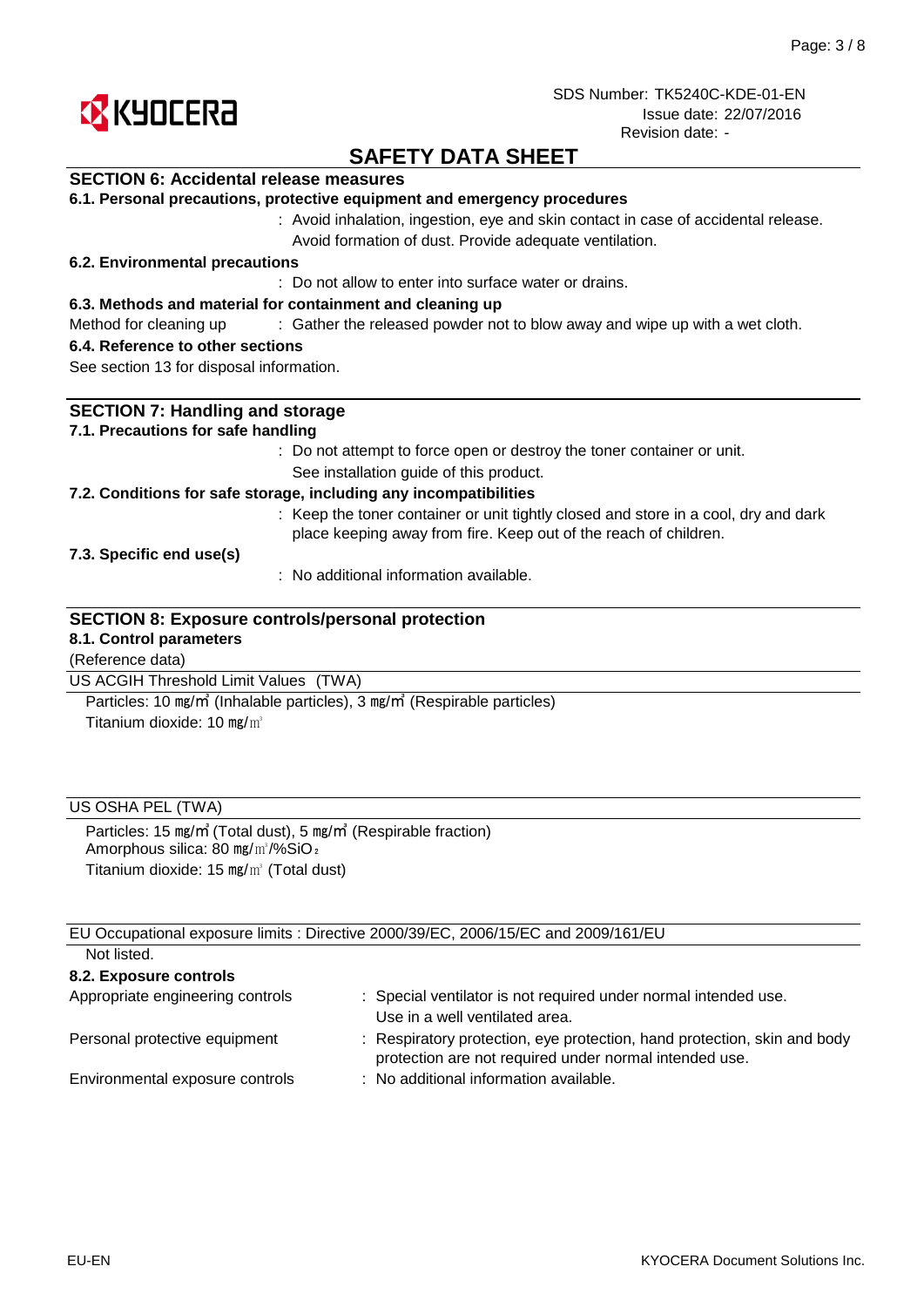SDS Number: TK5240C-KDE-01-EN
Issue date: 22/07/2016
Revision date: -

# SAFETY DATA SHEET

## SECTION 6: Accidental release measures

### 6.1. Personal precautions, protective equipment and emergency procedures

: Avoid inhalation, ingestion, eye and skin contact in case of accidental release. Avoid formation of dust. Provide adequate ventilation.

### 6.2. Environmental precautions

: Do not allow to enter into surface water or drains.

### 6.3. Methods and material for containment and cleaning up

Method for cleaning up : Gather the released powder not to blow away and wipe up with a wet cloth.

### 6.4. Reference to other sections

See section 13 for disposal information.

## SECTION 7: Handling and storage

### 7.1. Precautions for safe handling

: Do not attempt to force open or destroy the toner container or unit. See installation guide of this product.

### 7.2. Conditions for safe storage, including any incompatibilities

: Keep the toner container or unit tightly closed and store in a cool, dry and dark place keeping away from fire. Keep out of the reach of children.

### 7.3. Specific end use(s)

: No additional information available.

## SECTION 8: Exposure controls/personal protection

### 8.1. Control parameters

(Reference data)

**US ACGIH Threshold Limit Values (TWA)**

Particles: 10 ㎎/㎥ (Inhalable particles), 3 ㎎/㎥ (Respirable particles)
Titanium dioxide: 10 ㎎/㎥

**US OSHA PEL (TWA)**

Particles: 15 ㎎/㎥ (Total dust), 5 ㎎/㎥ (Respirable fraction)
Amorphous silica: 80 ㎎/㎥/%$SiO_2$
Titanium dioxide: 15 ㎎/㎥ (Total dust)

**EU Occupational exposure limits : Directive 2000/39/EC, 2006/15/EC and 2009/161/EU**

Not listed.

### 8.2. Exposure controls

Appropriate engineering controls : Special ventilator is not required under normal intended use. Use in a well ventilated area.

Personal protective equipment : Respiratory protection, eye protection, hand protection, skin and body protection are not required under normal intended use.

Environmental exposure controls : No additional information available.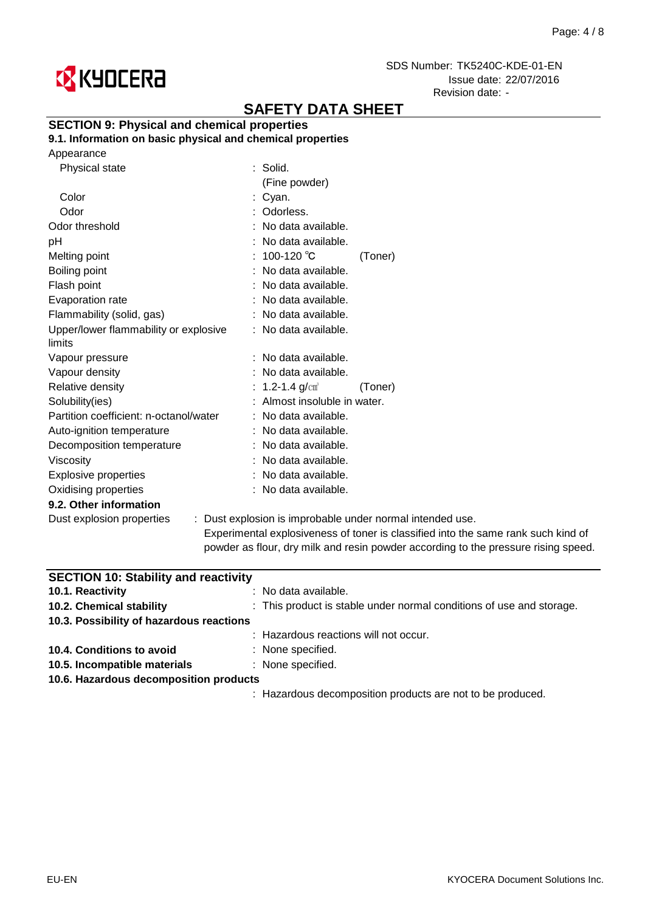SDS Number: TK5240C-KDE-01-EN
Issue date: 22/07/2016
Revision date: -

# SAFETY DATA SHEET

## SECTION 9: Physical and chemical properties

### 9.1. Information on basic physical and chemical properties

| Property | Value | |
|---|---|---|
| Appearance | | |
| Physical state | : Solid. (Fine powder) | |
| Color | : Cyan. | |
| Odor | : Odorless. | |
| Odor threshold | : No data available. | |
| pH | : No data available. | |
| Melting point | : 100-120 ℃ | (Toner) |
| Boiling point | : No data available. | |
| Flash point | : No data available. | |
| Evaporation rate | : No data available. | |
| Flammability (solid, gas) | : No data available. | |
| Upper/lower flammability or explosive limits | : No data available. | |
| Vapour pressure | : No data available. | |
| Vapour density | : No data available. | |
| Relative density | : 1.2-1.4 g/㎤ | (Toner) |
| Solubility(ies) | : Almost insoluble in water. | |
| Partition coefficient: n-octanol/water | : No data available. | |
| Auto-ignition temperature | : No data available. | |
| Decomposition temperature | : No data available. | |
| Viscosity | : No data available. | |
| Explosive properties | : No data available. | |
| Oxidising properties | : No data available. | |

### 9.2. Other information

Dust explosion properties : Dust explosion is improbable under normal intended use.
Experimental explosiveness of toner is classified into the same rank such kind of powder as flour, dry milk and resin powder according to the pressure rising speed.

## SECTION 10: Stability and reactivity

**10.1. Reactivity** : No data available.

**10.2. Chemical stability** : This product is stable under normal conditions of use and storage.

**10.3. Possibility of hazardous reactions**
: Hazardous reactions will not occur.

**10.4. Conditions to avoid** : None specified.

**10.5. Incompatible materials** : None specified.

**10.6. Hazardous decomposition products**
: Hazardous decomposition products are not to be produced.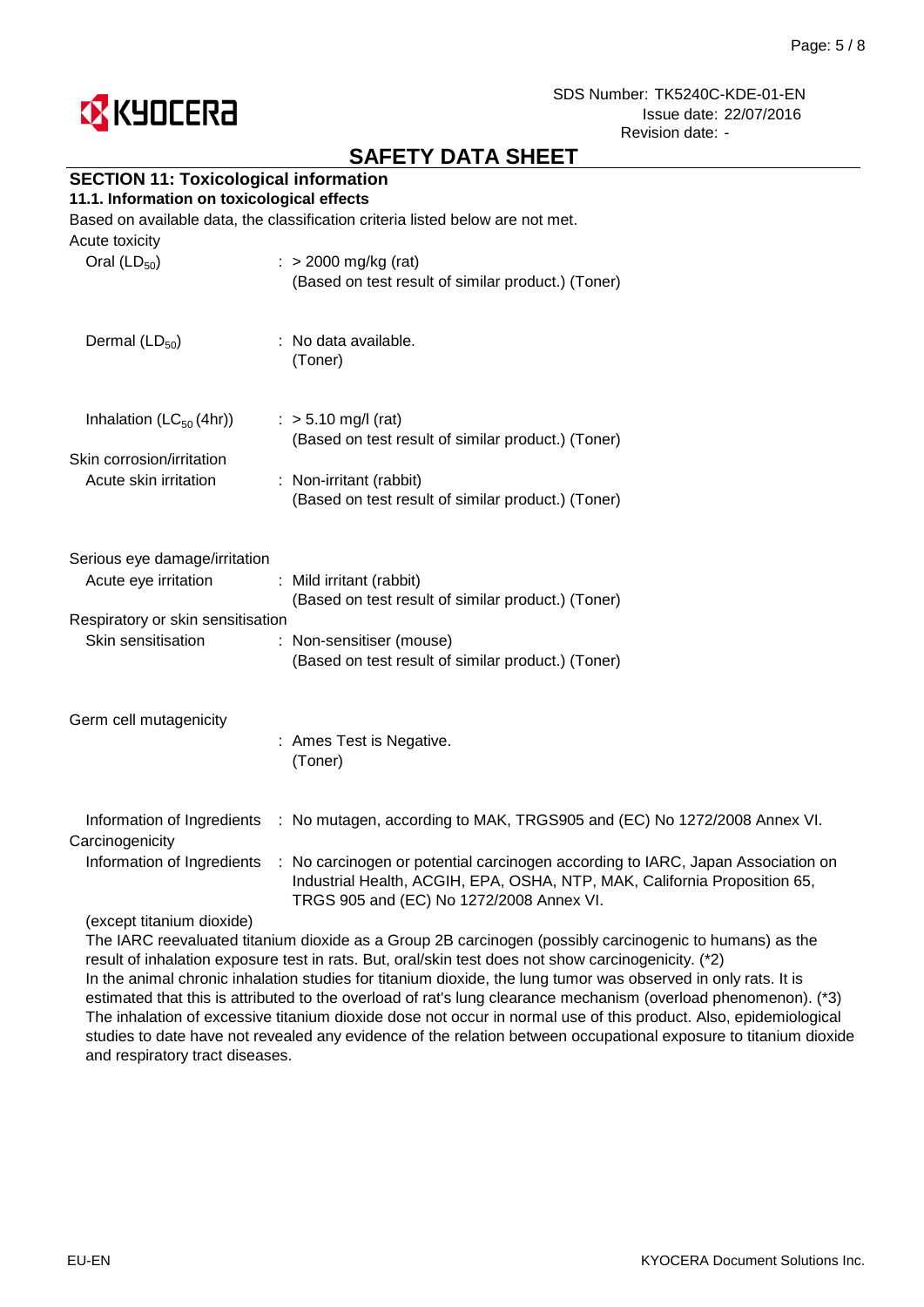# SAFETY DATA SHEET

## SECTION 11: Toxicological information

### 11.1. Information on toxicological effects

Based on available data, the classification criteria listed below are not met.

Acute toxicity

| | |
|---|---|
| Oral ($LD_{50}$) | : > 2000 mg/kg (rat) (Based on test result of similar product.) (Toner) |
| Dermal ($LD_{50}$) | : No data available. (Toner) |
| Inhalation ($LC_{50}$ (4hr)) | : > 5.10 mg/l (rat) (Based on test result of similar product.) (Toner) |

Skin corrosion/irritation

| | |
|---|---|
| Acute skin irritation | : Non-irritant (rabbit) (Based on test result of similar product.) (Toner) |

Serious eye damage/irritation

| | |
|---|---|
| Acute eye irritation | : Mild irritant (rabbit) (Based on test result of similar product.) (Toner) |

Respiratory or skin sensitisation

| | |
|---|---|
| Skin sensitisation | : Non-sensitiser (mouse) (Based on test result of similar product.) (Toner) |

Germ cell mutagenicity

: Ames Test is Negative.
(Toner)

| | |
|---|---|
| Information of Ingredients | : No mutagen, according to MAK, TRGS905 and (EC) No 1272/2008 Annex VI. |

Carcinogenicity

| | |
|---|---|
| Information of Ingredients | : No carcinogen or potential carcinogen according to IARC, Japan Association on Industrial Health, ACGIH, EPA, OSHA, NTP, MAK, California Proposition 65, TRGS 905 and (EC) No 1272/2008 Annex VI. |

(except titanium dioxide)

The IARC reevaluated titanium dioxide as a Group 2B carcinogen (possibly carcinogenic to humans) as the result of inhalation exposure test in rats. But, oral/skin test does not show carcinogenicity. (*2)
In the animal chronic inhalation studies for titanium dioxide, the lung tumor was observed in only rats. It is estimated that this is attributed to the overload of rat's lung clearance mechanism (overload phenomenon). (*3)
The inhalation of excessive titanium dioxide dose not occur in normal use of this product. Also, epidemiological studies to date have not revealed any evidence of the relation between occupational exposure to titanium dioxide and respiratory tract diseases.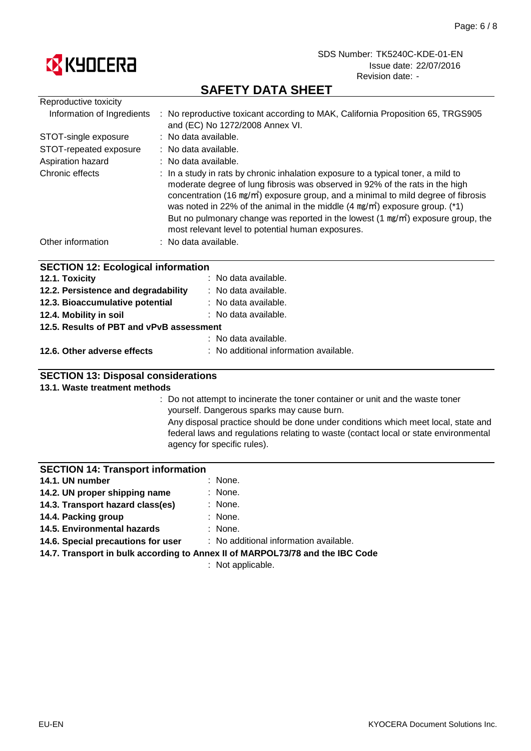# SAFETY DATA SHEET

Reproductive toxicity

Information of Ingredients : No reproductive toxicant according to MAK, California Proposition 65, TRGS905 and (EC) No 1272/2008 Annex VI.

STOT-single exposure : No data available.

STOT-repeated exposure : No data available.

Aspiration hazard : No data available.

Chronic effects : In a study in rats by chronic inhalation exposure to a typical toner, a mild to moderate degree of lung fibrosis was observed in 92% of the rats in the high concentration (16 ㎎/㎥) exposure group, and a minimal to mild degree of fibrosis was noted in 22% of the animal in the middle (4 ㎎/㎥) exposure group. (*1) But no pulmonary change was reported in the lowest (1 ㎎/㎥) exposure group, the most relevant level to potential human exposures.

Other information : No data available.

## SECTION 12: Ecological information

**12.1. Toxicity** : No data available.

**12.2. Persistence and degradability** : No data available.

**12.3. Bioaccumulative potential** : No data available.

**12.4. Mobility in soil** : No data available.

**12.5. Results of PBT and vPvB assessment**

: No data available.

**12.6. Other adverse effects** : No additional information available.

## SECTION 13: Disposal considerations

**13.1. Waste treatment methods**

: Do not attempt to incinerate the toner container or unit and the waste toner yourself. Dangerous sparks may cause burn.
Any disposal practice should be done under conditions which meet local, state and federal laws and regulations relating to waste (contact local or state environmental agency for specific rules).

## SECTION 14: Transport information

**14.1. UN number** : None.

**14.2. UN proper shipping name** : None.

**14.3. Transport hazard class(es)** : None.

**14.4. Packing group** : None.

**14.5. Environmental hazards** : None.

**14.6. Special precautions for user** : No additional information available.

**14.7. Transport in bulk according to Annex II of MARPOL73/78 and the IBC Code**

: Not applicable.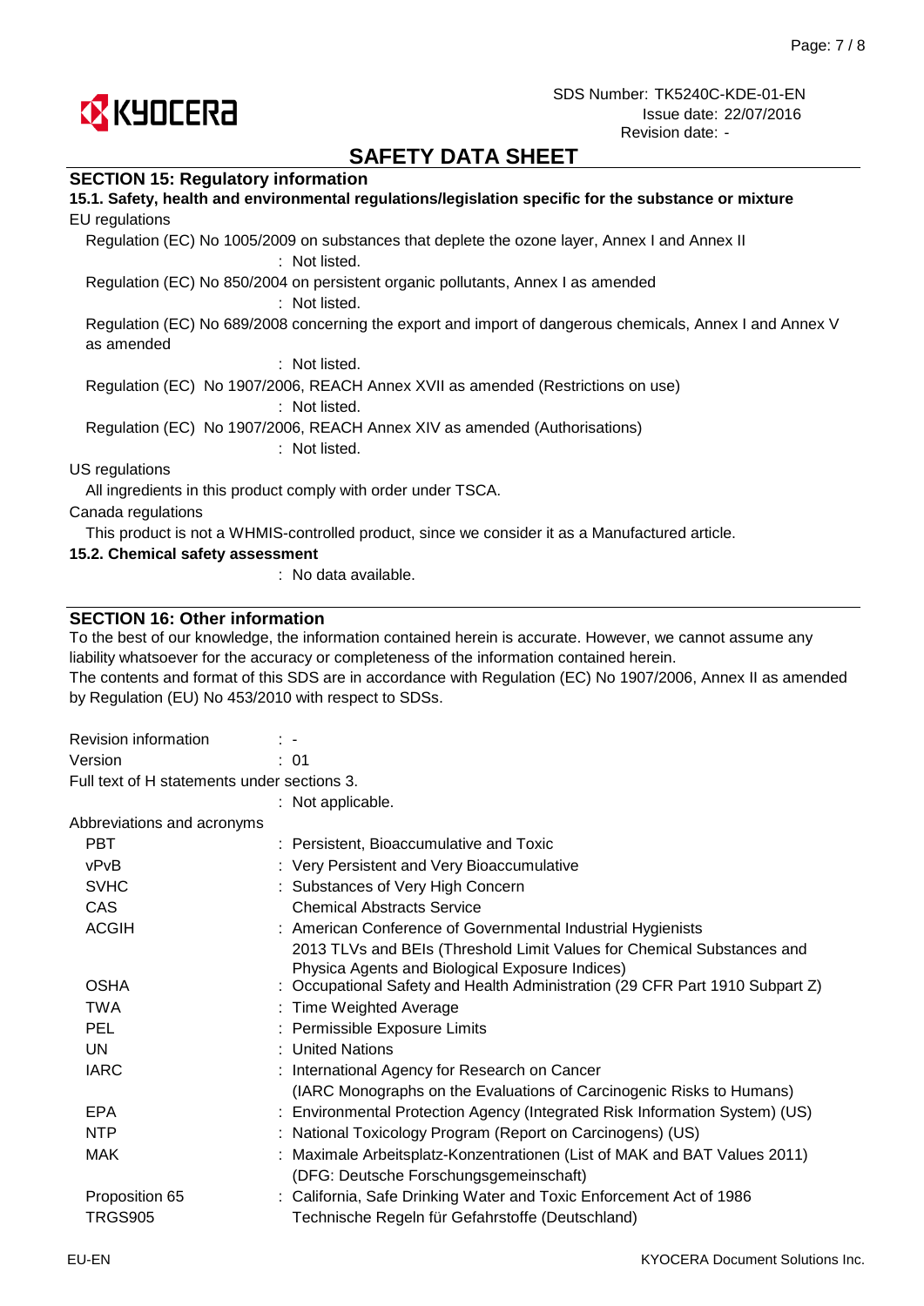## SAFETY DATA SHEET

### SECTION 15: Regulatory information

**15.1. Safety, health and environmental regulations/legislation specific for the substance or mixture**

EU regulations

Regulation (EC) No 1005/2009 on substances that deplete the ozone layer, Annex I and Annex II
: Not listed.

Regulation (EC) No 850/2004 on persistent organic pollutants, Annex I as amended
: Not listed.

Regulation (EC) No 689/2008 concerning the export and import of dangerous chemicals, Annex I and Annex V as amended
: Not listed.

Regulation (EC) No 1907/2006, REACH Annex XVII as amended (Restrictions on use)
: Not listed.

Regulation (EC) No 1907/2006, REACH Annex XIV as amended (Authorisations)
: Not listed.

US regulations

All ingredients in this product comply with order under TSCA.

Canada regulations

This product is not a WHMIS-controlled product, since we consider it as a Manufactured article.

**15.2. Chemical safety assessment**

: No data available.

### SECTION 16: Other information

To the best of our knowledge, the information contained herein is accurate. However, we cannot assume any liability whatsoever for the accuracy or completeness of the information contained herein.
The contents and format of this SDS are in accordance with Regulation (EC) No 1907/2006, Annex II as amended by Regulation (EU) No 453/2010 with respect to SDSs.

Revision information : -

Version : 01

Full text of H statements under sections 3.
: Not applicable.

Abbreviations and acronyms

| | |
|---|---|
| PBT | : Persistent, Bioaccumulative and Toxic |
| vPvB | : Very Persistent and Very Bioaccumulative |
| SVHC | : Substances of Very High Concern |
| CAS | Chemical Abstracts Service |
| ACGIH | : American Conference of Governmental Industrial Hygienists 2013 TLVs and BEIs (Threshold Limit Values for Chemical Substances and Physica Agents and Biological Exposure Indices) |
| OSHA | : Occupational Safety and Health Administration (29 CFR Part 1910 Subpart Z) |
| TWA | : Time Weighted Average |
| PEL | : Permissible Exposure Limits |
| UN | : United Nations |
| IARC | : International Agency for Research on Cancer (IARC Monographs on the Evaluations of Carcinogenic Risks to Humans) |
| EPA | : Environmental Protection Agency (Integrated Risk Information System) (US) |
| NTP | : National Toxicology Program (Report on Carcinogens) (US) |
| MAK | : Maximale Arbeitsplatz-Konzentrationen (List of MAK and BAT Values 2011) (DFG: Deutsche Forschungsgemeinschaft) |
| Proposition 65 | : California, Safe Drinking Water and Toxic Enforcement Act of 1986 |
| TRGS905 | Technische Regeln für Gefahrstoffe (Deutschland) |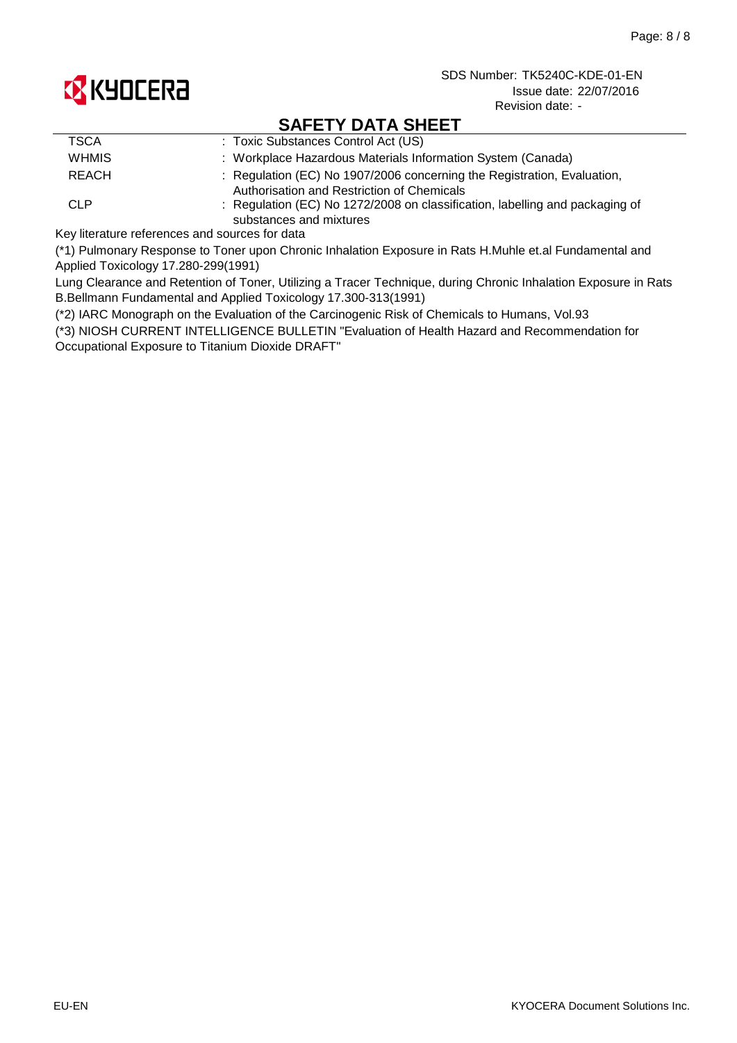## SAFETY DATA SHEET

| | |
|---|---|
| TSCA | : Toxic Substances Control Act (US) |
| WHMIS | : Workplace Hazardous Materials Information System (Canada) |
| REACH | : Regulation (EC) No 1907/2006 concerning the Registration, Evaluation, Authorisation and Restriction of Chemicals |
| CLP | : Regulation (EC) No 1272/2008 on classification, labelling and packaging of substances and mixtures |

Key literature references and sources for data

(*1) Pulmonary Response to Toner upon Chronic Inhalation Exposure in Rats H.Muhle et.al Fundamental and Applied Toxicology 17.280-299(1991)

Lung Clearance and Retention of Toner, Utilizing a Tracer Technique, during Chronic Inhalation Exposure in Rats B.Bellmann Fundamental and Applied Toxicology 17.300-313(1991)

(*2) IARC Monograph on the Evaluation of the Carcinogenic Risk of Chemicals to Humans, Vol.93

(*3) NIOSH CURRENT INTELLIGENCE BULLETIN "Evaluation of Health Hazard and Recommendation for Occupational Exposure to Titanium Dioxide DRAFT"